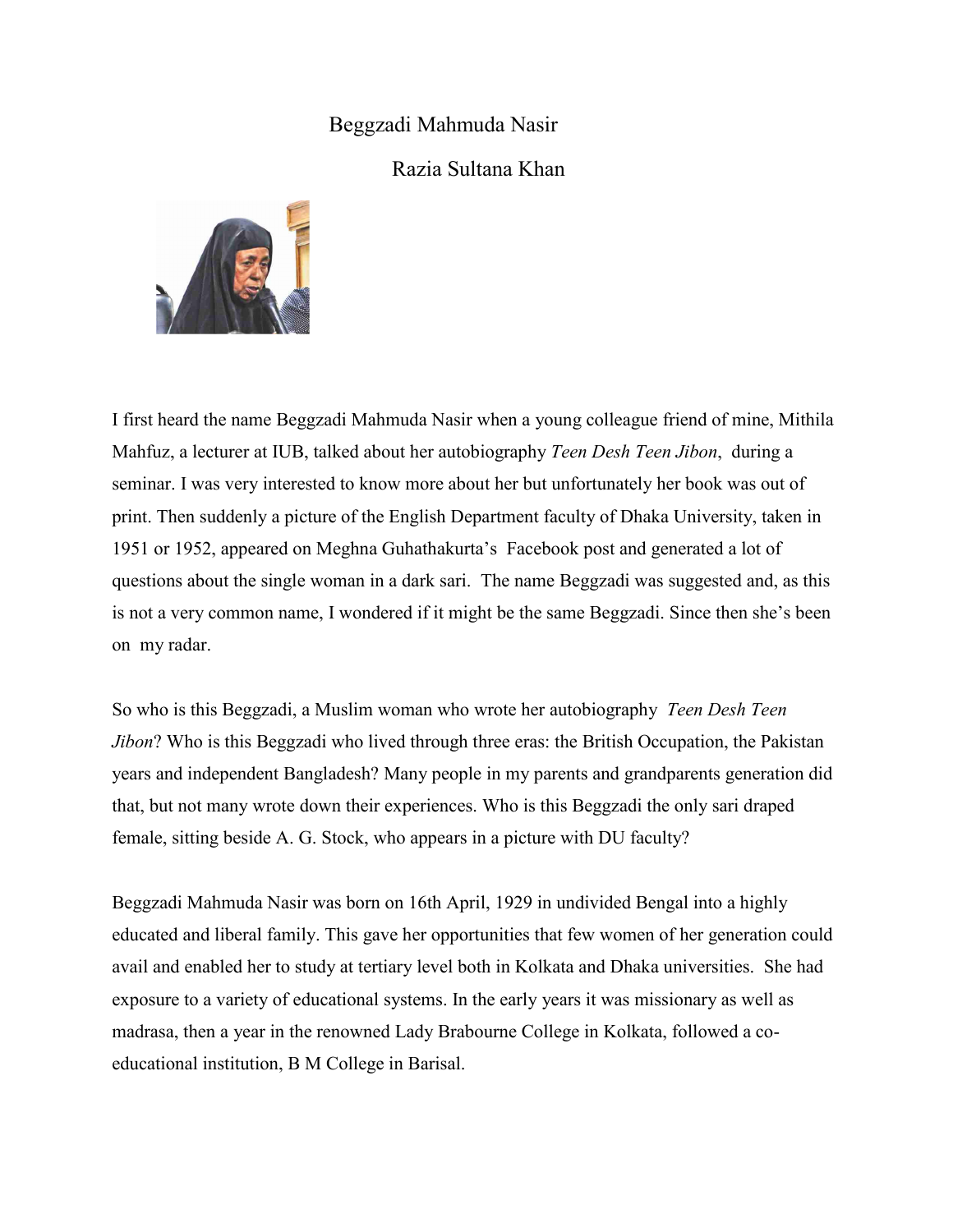# Beggzadi Mahmuda Nasir

Razia Sultana Khan

I first heard the name Beggzadi Mahmuda Nasir when a young colleague friend of mine, Mithila Mahfuz, a lecturer at IUB, talked about her autobiography *Teen Desh Teen Jibon*, during a seminar. I was very interested to know more about her but unfortunately her book was out of print. Then suddenly a picture of the English Department faculty of Dhaka University, taken in 1951 or 1952, appeared on Meghna Guhathakurta's Facebook post and generated a lot of questions about the single woman in a dark sari. The name Beggzadi was suggested and, as this is not a very common name, I wondered if it might be the same Beggzadi. Since then she's been on my radar.

So who is this Beggzadi, a Muslim woman who wrote her autobiography *Teen Desh Teen Jibon*? Who is this Beggzadi who lived through three eras: the British Occupation, the Pakistan years and independent Bangladesh? Many people in my parents and grandparents generation did that, but not many wrote down their experiences. Who is this Beggzadi the only sari draped female, sitting beside A. G. Stock, who appears in a picture with DU faculty?

Beggzadi Mahmuda Nasir was born on 16th April, 1929 in undivided Bengal into a highly educated and liberal family. This gave her opportunities that few women of her generation could avail and enabled her to study at tertiary level both in Kolkata and Dhaka universities. She had exposure to a variety of educational systems. In the early years it was missionary as well as madrasa, then a year in the renowned Lady Brabourne College in Kolkata, followed a co-educational institution, B M College in Barisal.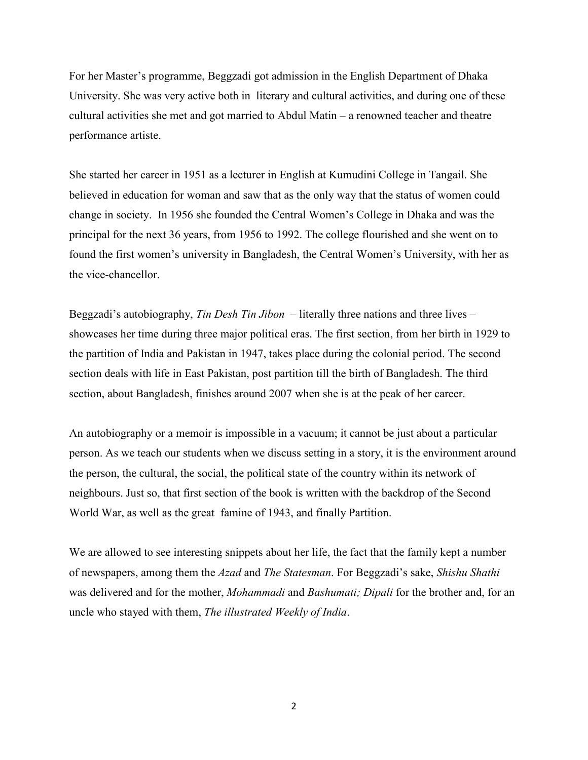For her Master's programme, Beggzadi got admission in the English Department of Dhaka University. She was very active both in literary and cultural activities, and during one of these cultural activities she met and got married to Abdul Matin – a renowned teacher and theatre performance artiste.

She started her career in 1951 as a lecturer in English at Kumudini College in Tangail. She believed in education for woman and saw that as the only way that the status of women could change in society. In 1956 she founded the Central Women's College in Dhaka and was the principal for the next 36 years, from 1956 to 1992. The college flourished and she went on to found the first women's university in Bangladesh, the Central Women's University, with her as the vice-chancellor.

Beggzadi's autobiography, *Tin Desh Tin Jibon* – literally three nations and three lives – showcases her time during three major political eras. The first section, from her birth in 1929 to the partition of India and Pakistan in 1947, takes place during the colonial period. The second section deals with life in East Pakistan, post partition till the birth of Bangladesh. The third section, about Bangladesh, finishes around 2007 when she is at the peak of her career.

An autobiography or a memoir is impossible in a vacuum; it cannot be just about a particular person. As we teach our students when we discuss setting in a story, it is the environment around the person, the cultural, the social, the political state of the country within its network of neighbours. Just so, that first section of the book is written with the backdrop of the Second World War, as well as the great famine of 1943, and finally Partition.

We are allowed to see interesting snippets about her life, the fact that the family kept a number of newspapers, among them the *Azad* and *The Statesman*. For Beggzadi's sake, *Shishu Shathi* was delivered and for the mother, *Mohammadi* and *Bashumati; Dipali* for the brother and, for an uncle who stayed with them, *The illustrated Weekly of India*.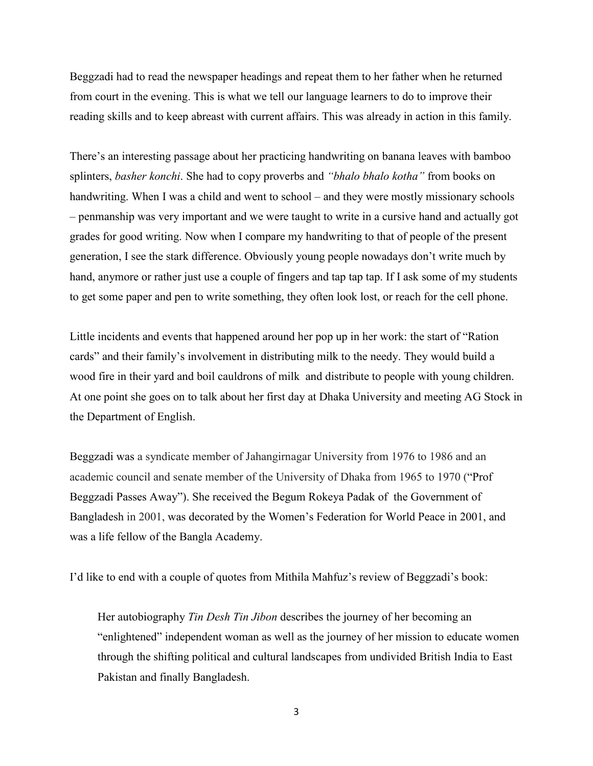Beggzadi had to read the newspaper headings and repeat them to her father when he returned from court in the evening. This is what we tell our language learners to do to improve their reading skills and to keep abreast with current affairs. This was already in action in this family.

There's an interesting passage about her practicing handwriting on banana leaves with bamboo splinters, *basher konchi*. She had to copy proverbs and *"bhalo bhalo kotha"* from books on handwriting. When I was a child and went to school – and they were mostly missionary schools – penmanship was very important and we were taught to write in a cursive hand and actually got grades for good writing. Now when I compare my handwriting to that of people of the present generation, I see the stark difference. Obviously young people nowadays don't write much by hand, anymore or rather just use a couple of fingers and tap tap tap. If I ask some of my students to get some paper and pen to write something, they often look lost, or reach for the cell phone.

Little incidents and events that happened around her pop up in her work: the start of "Ration cards" and their family's involvement in distributing milk to the needy. They would build a wood fire in their yard and boil cauldrons of milk and distribute to people with young children. At one point she goes on to talk about her first day at Dhaka University and meeting AG Stock in the Department of English.

Beggzadi was a syndicate member of Jahangirnagar University from 1976 to 1986 and an academic council and senate member of the University of Dhaka from 1965 to 1970 ("Prof Beggzadi Passes Away"). She received the Begum Rokeya Padak of the Government of Bangladesh in 2001, was decorated by the Women's Federation for World Peace in 2001, and was a life fellow of the Bangla Academy.

I'd like to end with a couple of quotes from Mithila Mahfuz's review of Beggzadi's book:

> Her autobiography *Tin Desh Tin Jibon* describes the journey of her becoming an "enlightened" independent woman as well as the journey of her mission to educate women through the shifting political and cultural landscapes from undivided British India to East Pakistan and finally Bangladesh.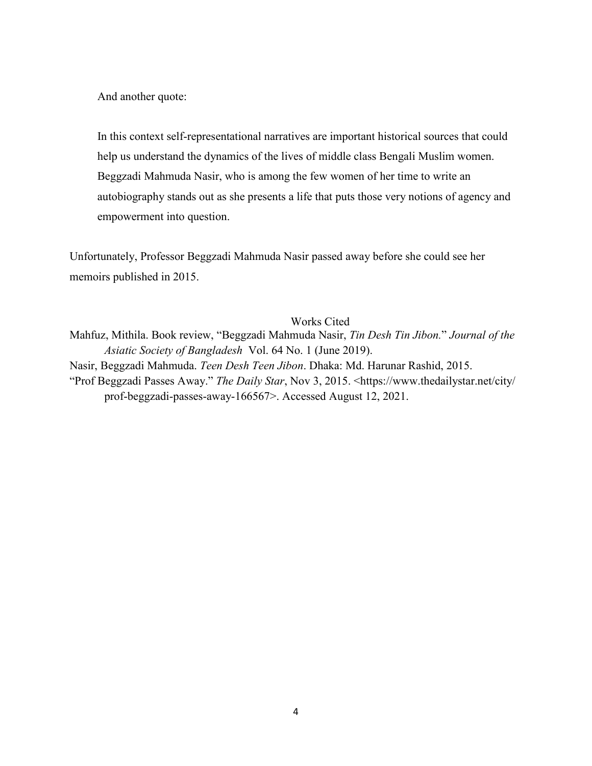And another quote:

> In this context self-representational narratives are important historical sources that could help us understand the dynamics of the lives of middle class Bengali Muslim women. Beggzadi Mahmuda Nasir, who is among the few women of her time to write an autobiography stands out as she presents a life that puts those very notions of agency and empowerment into question.

Unfortunately, Professor Beggzadi Mahmuda Nasir passed away before she could see her memoirs published in 2015.

## Works Cited

Mahfuz, Mithila. Book review, "Beggzadi Mahmuda Nasir, *Tin Desh Tin Jibon.*" *Journal of the Asiatic Society of Bangladesh* Vol. 64 No. 1 (June 2019).

Nasir, Beggzadi Mahmuda. *Teen Desh Teen Jibon*. Dhaka: Md. Harunar Rashid, 2015.

"Prof Beggzadi Passes Away." *The Daily Star*, Nov 3, 2015. <https://www.thedailystar.net/city/prof-beggzadi-passes-away-166567>. Accessed August 12, 2021.